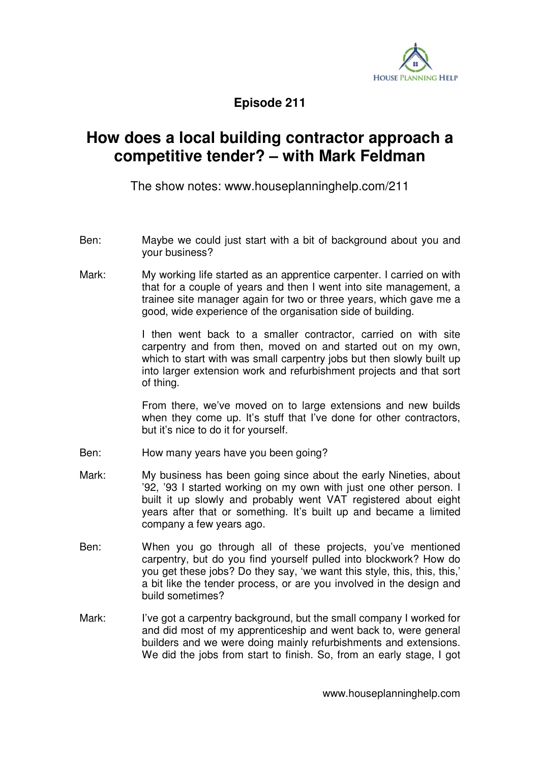**Episode 211**

# How does a local building contractor approach a competitive tender? – with Mark Feldman

The show notes: www.houseplanninghelp.com/211

Ben: Maybe we could just start with a bit of background about you and your business?

Mark: My working life started as an apprentice carpenter. I carried on with that for a couple of years and then I went into site management, a trainee site manager again for two or three years, which gave me a good, wide experience of the organisation side of building.

I then went back to a smaller contractor, carried on with site carpentry and from then, moved on and started out on my own, which to start with was small carpentry jobs but then slowly built up into larger extension work and refurbishment projects and that sort of thing.

From there, we've moved on to large extensions and new builds when they come up. It's stuff that I've done for other contractors, but it's nice to do it for yourself.

Ben: How many years have you been going?

Mark: My business has been going since about the early Nineties, about '92, '93 I started working on my own with just one other person. I built it up slowly and probably went VAT registered about eight years after that or something. It's built up and became a limited company a few years ago.

Ben: When you go through all of these projects, you've mentioned carpentry, but do you find yourself pulled into blockwork? How do you get these jobs? Do they say, 'we want this style, this, this, this,' a bit like the tender process, or are you involved in the design and build sometimes?

Mark: I've got a carpentry background, but the small company I worked for and did most of my apprenticeship and went back to, were general builders and we were doing mainly refurbishments and extensions. We did the jobs from start to finish. So, from an early stage, I got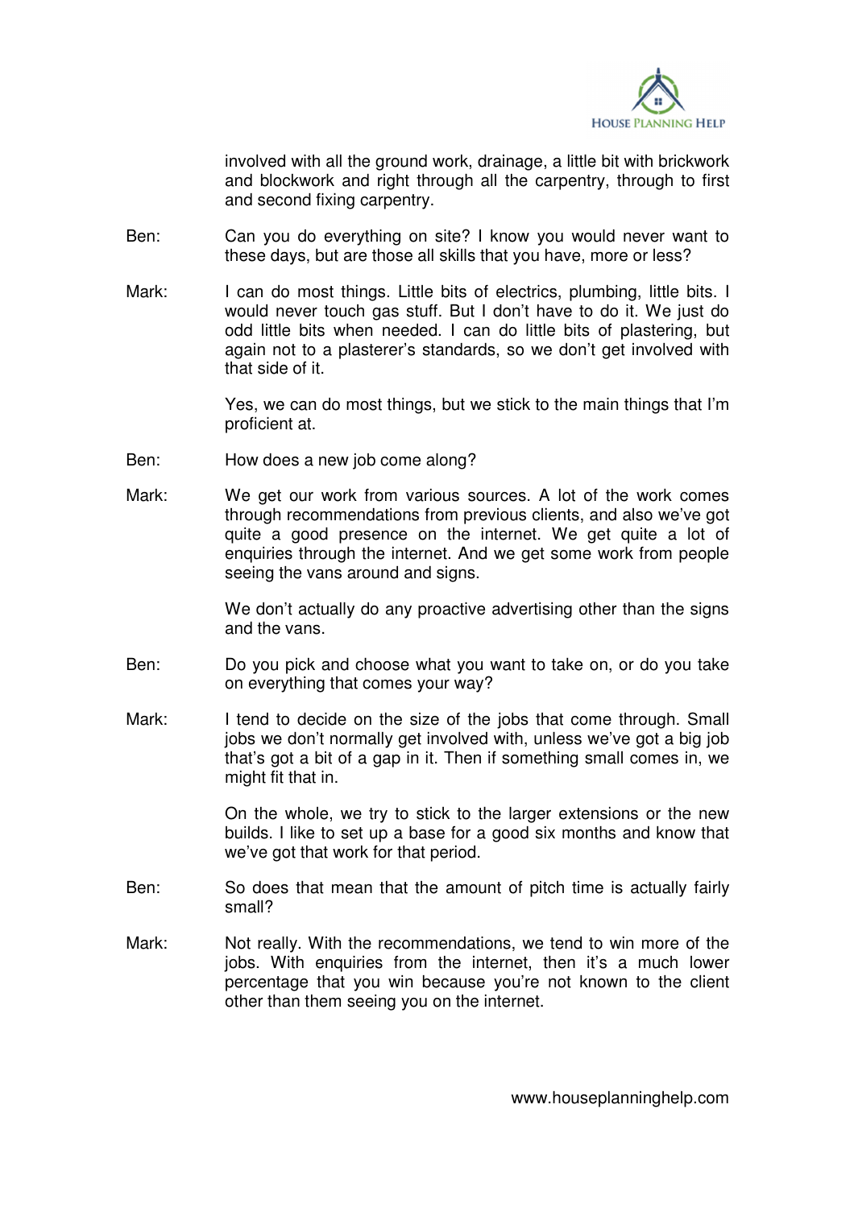involved with all the ground work, drainage, a little bit with brickwork and blockwork and right through all the carpentry, through to first and second fixing carpentry.

Ben: Can you do everything on site? I know you would never want to these days, but are those all skills that you have, more or less?

Mark: I can do most things. Little bits of electrics, plumbing, little bits. I would never touch gas stuff. But I don't have to do it. We just do odd little bits when needed. I can do little bits of plastering, but again not to a plasterer's standards, so we don't get involved with that side of it.

Yes, we can do most things, but we stick to the main things that I'm proficient at.

Ben: How does a new job come along?

Mark: We get our work from various sources. A lot of the work comes through recommendations from previous clients, and also we've got quite a good presence on the internet. We get quite a lot of enquiries through the internet. And we get some work from people seeing the vans around and signs.

We don't actually do any proactive advertising other than the signs and the vans.

Ben: Do you pick and choose what you want to take on, or do you take on everything that comes your way?

Mark: I tend to decide on the size of the jobs that come through. Small jobs we don't normally get involved with, unless we've got a big job that's got a bit of a gap in it. Then if something small comes in, we might fit that in.

On the whole, we try to stick to the larger extensions or the new builds. I like to set up a base for a good six months and know that we've got that work for that period.

Ben: So does that mean that the amount of pitch time is actually fairly small?

Mark: Not really. With the recommendations, we tend to win more of the jobs. With enquiries from the internet, then it's a much lower percentage that you win because you're not known to the client other than them seeing you on the internet.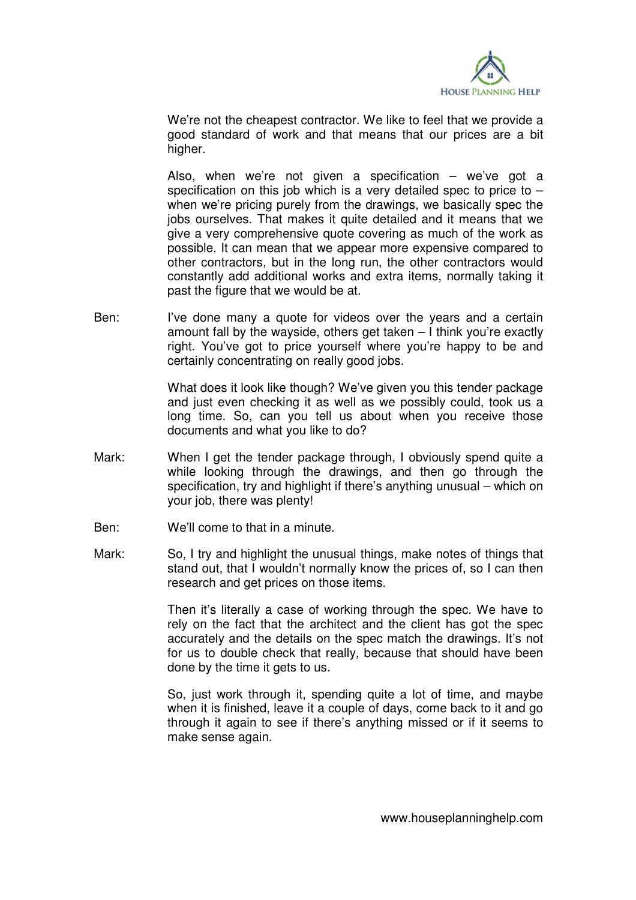We're not the cheapest contractor. We like to feel that we provide a good standard of work and that means that our prices are a bit higher.

Also, when we're not given a specification – we've got a specification on this job which is a very detailed spec to price to – when we're pricing purely from the drawings, we basically spec the jobs ourselves. That makes it quite detailed and it means that we give a very comprehensive quote covering as much of the work as possible. It can mean that we appear more expensive compared to other contractors, but in the long run, the other contractors would constantly add additional works and extra items, normally taking it past the figure that we would be at.

Ben: I've done many a quote for videos over the years and a certain amount fall by the wayside, others get taken – I think you're exactly right. You've got to price yourself where you're happy to be and certainly concentrating on really good jobs.

What does it look like though? We've given you this tender package and just even checking it as well as we possibly could, took us a long time. So, can you tell us about when you receive those documents and what you like to do?

Mark: When I get the tender package through, I obviously spend quite a while looking through the drawings, and then go through the specification, try and highlight if there's anything unusual – which on your job, there was plenty!

Ben: We'll come to that in a minute.

Mark: So, I try and highlight the unusual things, make notes of things that stand out, that I wouldn't normally know the prices of, so I can then research and get prices on those items.

Then it's literally a case of working through the spec. We have to rely on the fact that the architect and the client has got the spec accurately and the details on the spec match the drawings. It's not for us to double check that really, because that should have been done by the time it gets to us.

So, just work through it, spending quite a lot of time, and maybe when it is finished, leave it a couple of days, come back to it and go through it again to see if there's anything missed or if it seems to make sense again.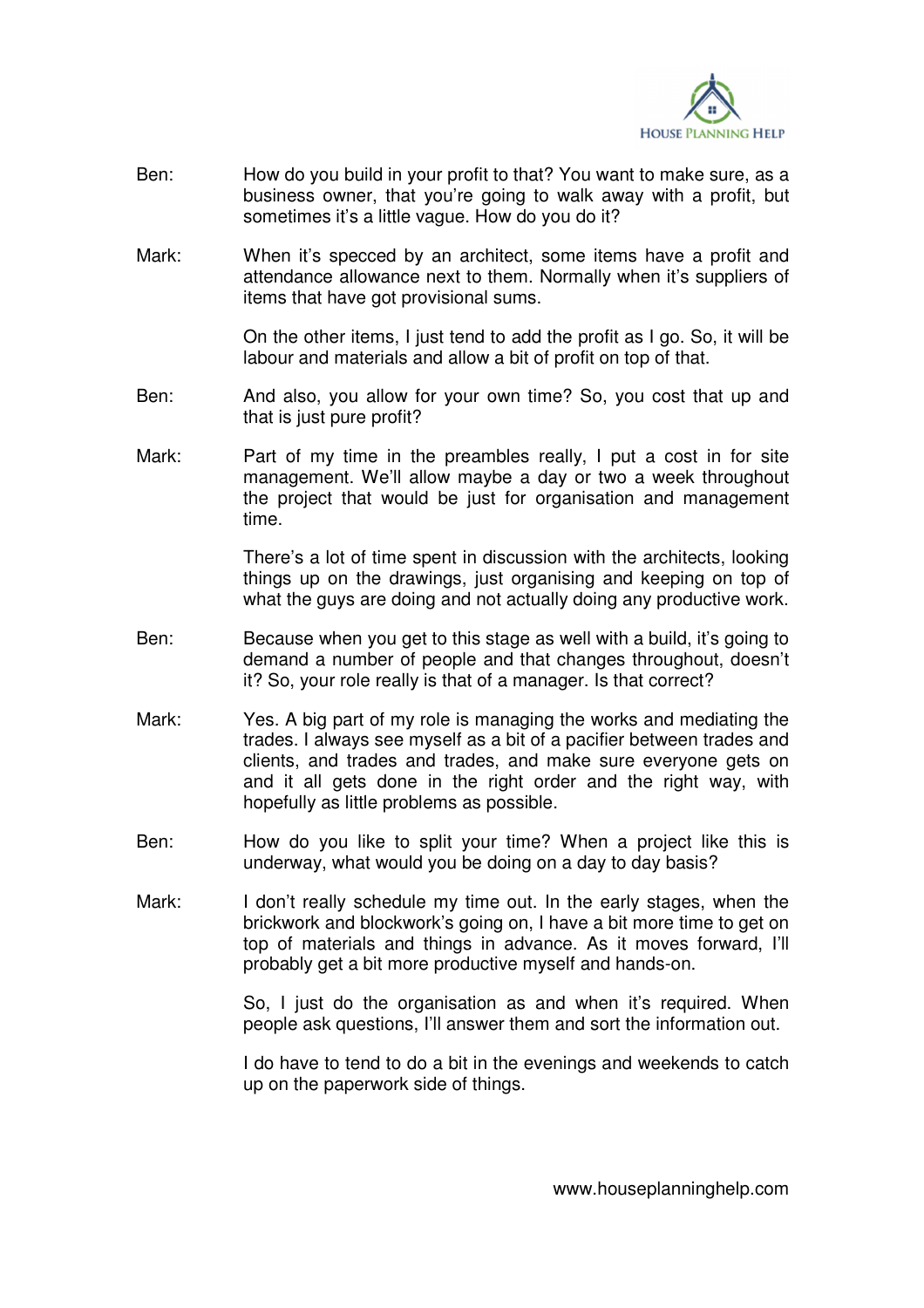Ben: How do you build in your profit to that? You want to make sure, as a business owner, that you're going to walk away with a profit, but sometimes it's a little vague. How do you do it?

Mark: When it's specced by an architect, some items have a profit and attendance allowance next to them. Normally when it's suppliers of items that have got provisional sums.

On the other items, I just tend to add the profit as I go. So, it will be labour and materials and allow a bit of profit on top of that.

Ben: And also, you allow for your own time? So, you cost that up and that is just pure profit?

Mark: Part of my time in the preambles really, I put a cost in for site management. We'll allow maybe a day or two a week throughout the project that would be just for organisation and management time.

There's a lot of time spent in discussion with the architects, looking things up on the drawings, just organising and keeping on top of what the guys are doing and not actually doing any productive work.

Ben: Because when you get to this stage as well with a build, it's going to demand a number of people and that changes throughout, doesn't it? So, your role really is that of a manager. Is that correct?

Mark: Yes. A big part of my role is managing the works and mediating the trades. I always see myself as a bit of a pacifier between trades and clients, and trades and trades, and make sure everyone gets on and it all gets done in the right order and the right way, with hopefully as little problems as possible.

Ben: How do you like to split your time? When a project like this is underway, what would you be doing on a day to day basis?

Mark: I don't really schedule my time out. In the early stages, when the brickwork and blockwork's going on, I have a bit more time to get on top of materials and things in advance. As it moves forward, I'll probably get a bit more productive myself and hands-on.

So, I just do the organisation as and when it's required. When people ask questions, I'll answer them and sort the information out.

I do have to tend to do a bit in the evenings and weekends to catch up on the paperwork side of things.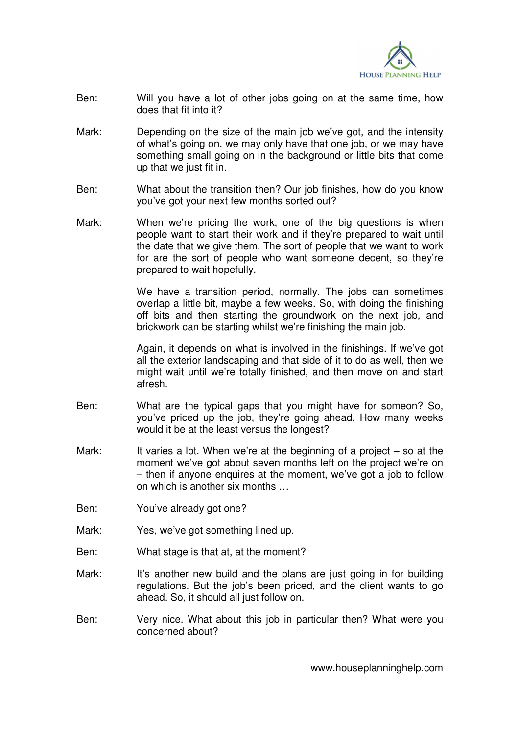Ben: Will you have a lot of other jobs going on at the same time, how does that fit into it?

Mark: Depending on the size of the main job we've got, and the intensity of what's going on, we may only have that one job, or we may have something small going on in the background or little bits that come up that we just fit in.

Ben: What about the transition then? Our job finishes, how do you know you've got your next few months sorted out?

Mark: When we're pricing the work, one of the big questions is when people want to start their work and if they're prepared to wait until the date that we give them. The sort of people that we want to work for are the sort of people who want someone decent, so they're prepared to wait hopefully.

We have a transition period, normally. The jobs can sometimes overlap a little bit, maybe a few weeks. So, with doing the finishing off bits and then starting the groundwork on the next job, and brickwork can be starting whilst we're finishing the main job.

Again, it depends on what is involved in the finishings. If we've got all the exterior landscaping and that side of it to do as well, then we might wait until we're totally finished, and then move on and start afresh.

Ben: What are the typical gaps that you might have for someon? So, you've priced up the job, they're going ahead. How many weeks would it be at the least versus the longest?

Mark: It varies a lot. When we're at the beginning of a project – so at the moment we've got about seven months left on the project we're on – then if anyone enquires at the moment, we've got a job to follow on which is another six months …

Ben: You've already got one?

Mark: Yes, we've got something lined up.

Ben: What stage is that at, at the moment?

Mark: It's another new build and the plans are just going in for building regulations. But the job's been priced, and the client wants to go ahead. So, it should all just follow on.

Ben: Very nice. What about this job in particular then? What were you concerned about?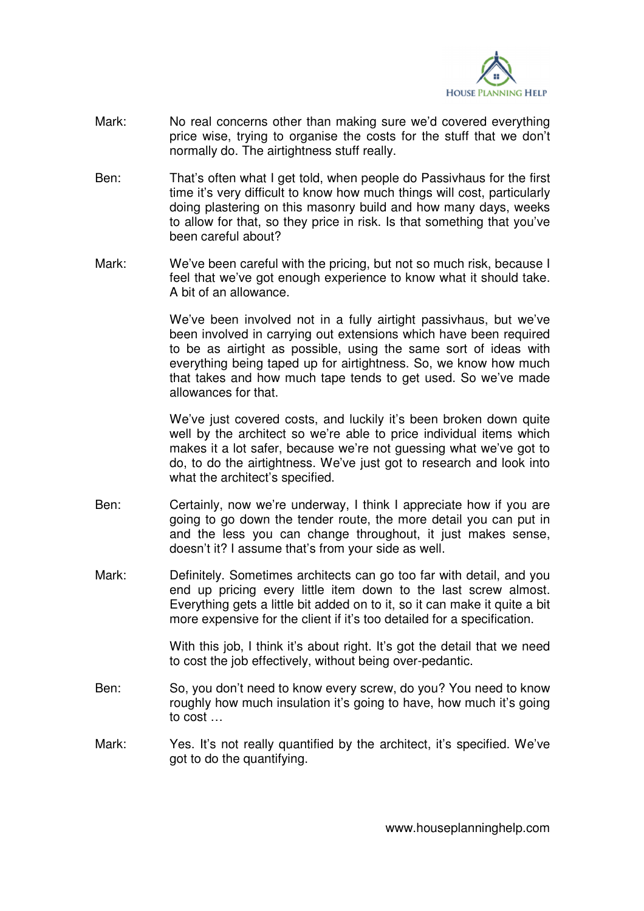Mark: No real concerns other than making sure we'd covered everything price wise, trying to organise the costs for the stuff that we don't normally do. The airtightness stuff really.

Ben: That's often what I get told, when people do Passivhaus for the first time it's very difficult to know how much things will cost, particularly doing plastering on this masonry build and how many days, weeks to allow for that, so they price in risk. Is that something that you've been careful about?

Mark: We've been careful with the pricing, but not so much risk, because I feel that we've got enough experience to know what it should take. A bit of an allowance.

We've been involved not in a fully airtight passivhaus, but we've been involved in carrying out extensions which have been required to be as airtight as possible, using the same sort of ideas with everything being taped up for airtightness. So, we know how much that takes and how much tape tends to get used. So we've made allowances for that.

We've just covered costs, and luckily it's been broken down quite well by the architect so we're able to price individual items which makes it a lot safer, because we're not guessing what we've got to do, to do the airtightness. We've just got to research and look into what the architect's specified.

Ben: Certainly, now we're underway, I think I appreciate how if you are going to go down the tender route, the more detail you can put in and the less you can change throughout, it just makes sense, doesn't it? I assume that's from your side as well.

Mark: Definitely. Sometimes architects can go too far with detail, and you end up pricing every little item down to the last screw almost. Everything gets a little bit added on to it, so it can make it quite a bit more expensive for the client if it's too detailed for a specification.

With this job, I think it's about right. It's got the detail that we need to cost the job effectively, without being over-pedantic.

Ben: So, you don't need to know every screw, do you? You need to know roughly how much insulation it's going to have, how much it's going to cost …

Mark: Yes. It's not really quantified by the architect, it's specified. We've got to do the quantifying.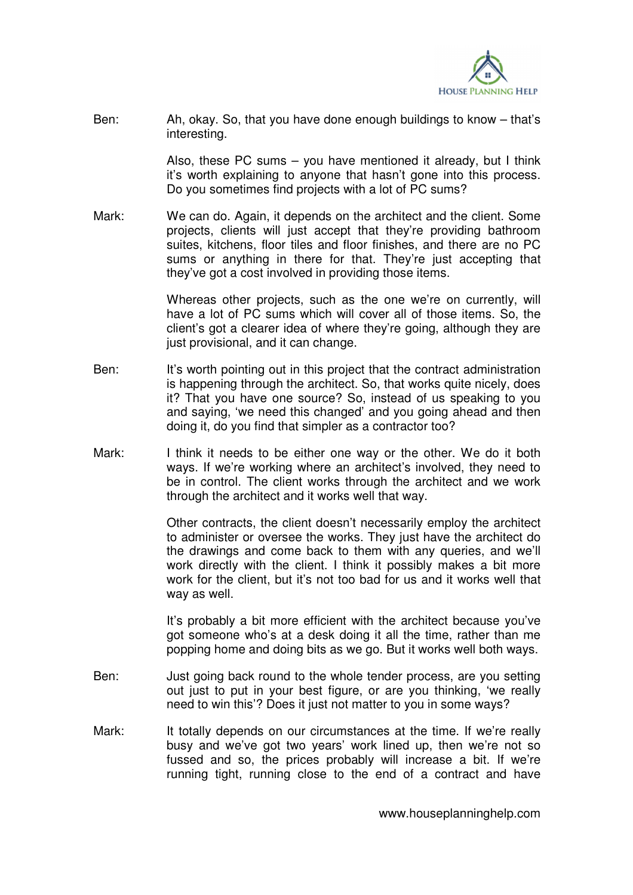Ben: Ah, okay. So, that you have done enough buildings to know – that's interesting.

Also, these PC sums – you have mentioned it already, but I think it's worth explaining to anyone that hasn't gone into this process. Do you sometimes find projects with a lot of PC sums?

Mark: We can do. Again, it depends on the architect and the client. Some projects, clients will just accept that they're providing bathroom suites, kitchens, floor tiles and floor finishes, and there are no PC sums or anything in there for that. They're just accepting that they've got a cost involved in providing those items.

Whereas other projects, such as the one we're on currently, will have a lot of PC sums which will cover all of those items. So, the client's got a clearer idea of where they're going, although they are just provisional, and it can change.

Ben: It's worth pointing out in this project that the contract administration is happening through the architect. So, that works quite nicely, does it? That you have one source? So, instead of us speaking to you and saying, 'we need this changed' and you going ahead and then doing it, do you find that simpler as a contractor too?

Mark: I think it needs to be either one way or the other. We do it both ways. If we're working where an architect's involved, they need to be in control. The client works through the architect and we work through the architect and it works well that way.

Other contracts, the client doesn't necessarily employ the architect to administer or oversee the works. They just have the architect do the drawings and come back to them with any queries, and we'll work directly with the client. I think it possibly makes a bit more work for the client, but it's not too bad for us and it works well that way as well.

It's probably a bit more efficient with the architect because you've got someone who's at a desk doing it all the time, rather than me popping home and doing bits as we go. But it works well both ways.

Ben: Just going back round to the whole tender process, are you setting out just to put in your best figure, or are you thinking, 'we really need to win this'? Does it just not matter to you in some ways?

Mark: It totally depends on our circumstances at the time. If we're really busy and we've got two years' work lined up, then we're not so fussed and so, the prices probably will increase a bit. If we're running tight, running close to the end of a contract and have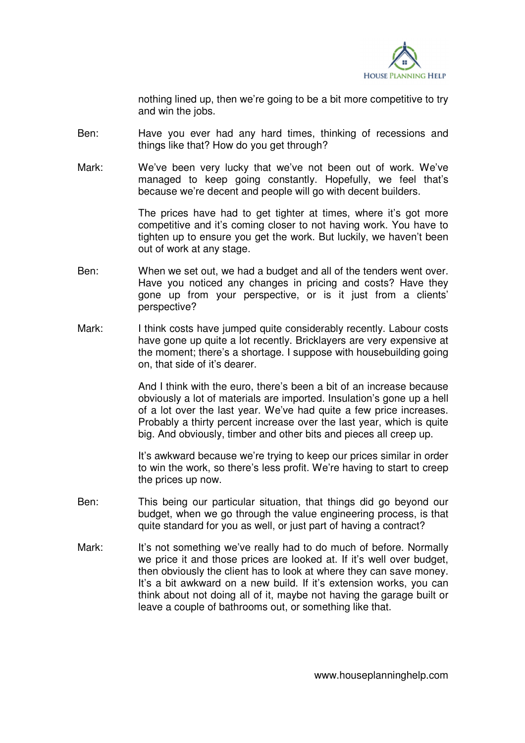nothing lined up, then we're going to be a bit more competitive to try and win the jobs.

Ben: Have you ever had any hard times, thinking of recessions and things like that? How do you get through?

Mark: We've been very lucky that we've not been out of work. We've managed to keep going constantly. Hopefully, we feel that's because we're decent and people will go with decent builders.

The prices have had to get tighter at times, where it's got more competitive and it's coming closer to not having work. You have to tighten up to ensure you get the work. But luckily, we haven't been out of work at any stage.

Ben: When we set out, we had a budget and all of the tenders went over. Have you noticed any changes in pricing and costs? Have they gone up from your perspective, or is it just from a clients' perspective?

Mark: I think costs have jumped quite considerably recently. Labour costs have gone up quite a lot recently. Bricklayers are very expensive at the moment; there's a shortage. I suppose with housebuilding going on, that side of it's dearer.

And I think with the euro, there's been a bit of an increase because obviously a lot of materials are imported. Insulation's gone up a hell of a lot over the last year. We've had quite a few price increases. Probably a thirty percent increase over the last year, which is quite big. And obviously, timber and other bits and pieces all creep up.

It's awkward because we're trying to keep our prices similar in order to win the work, so there's less profit. We're having to start to creep the prices up now.

Ben: This being our particular situation, that things did go beyond our budget, when we go through the value engineering process, is that quite standard for you as well, or just part of having a contract?

Mark: It's not something we've really had to do much of before. Normally we price it and those prices are looked at. If it's well over budget, then obviously the client has to look at where they can save money. It's a bit awkward on a new build. If it's extension works, you can think about not doing all of it, maybe not having the garage built or leave a couple of bathrooms out, or something like that.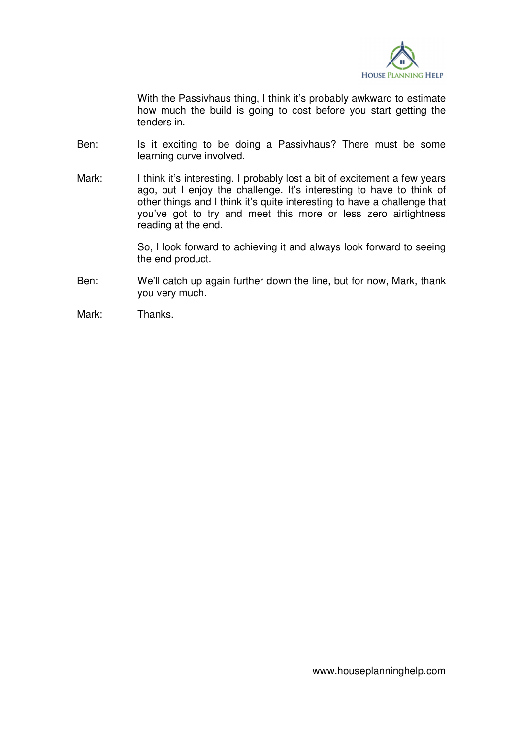With the Passivhaus thing, I think it's probably awkward to estimate how much the build is going to cost before you start getting the tenders in.

Ben: Is it exciting to be doing a Passivhaus? There must be some learning curve involved.

Mark: I think it's interesting. I probably lost a bit of excitement a few years ago, but I enjoy the challenge. It's interesting to have to think of other things and I think it's quite interesting to have a challenge that you've got to try and meet this more or less zero airtightness reading at the end.

So, I look forward to achieving it and always look forward to seeing the end product.

Ben: We'll catch up again further down the line, but for now, Mark, thank you very much.

Mark: Thanks.